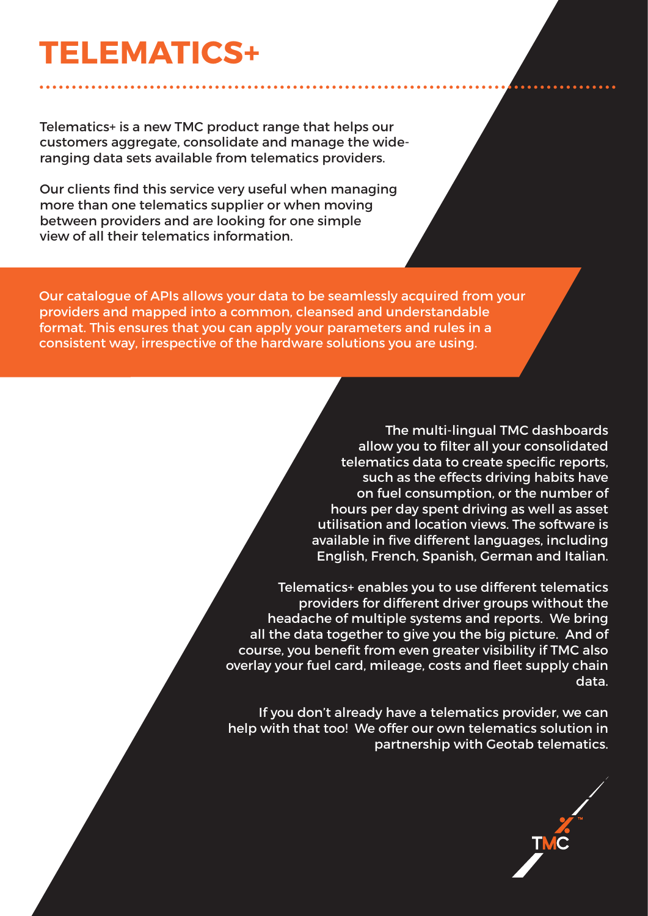# TELEMATICS+

Telematics+ is a new TMC product range that helps our customers aggregate, consolidate and manage the wide-ranging data sets available from telematics providers.

Our clients find this service very useful when managing more than one telematics supplier or when moving between providers and are looking for one simple view of all their telematics information.

Our catalogue of APIs allows your data to be seamlessly acquired from your providers and mapped into a common, cleansed and understandable format. This ensures that you can apply your parameters and rules in a consistent way, irrespective of the hardware solutions you are using.

The multi-lingual TMC dashboards allow you to filter all your consolidated telematics data to create specific reports, such as the effects driving habits have on fuel consumption, or the number of hours per day spent driving as well as asset utilisation and location views. The software is available in five different languages, including English, French, Spanish, German and Italian.

Telematics+ enables you to use different telematics providers for different driver groups without the headache of multiple systems and reports. We bring all the data together to give you the big picture. And of course, you benefit from even greater visibility if TMC also overlay your fuel card, mileage, costs and fleet supply chain data.

If you don't already have a telematics provider, we can help with that too! We offer our own telematics solution in partnership with Geotab telematics.

TMC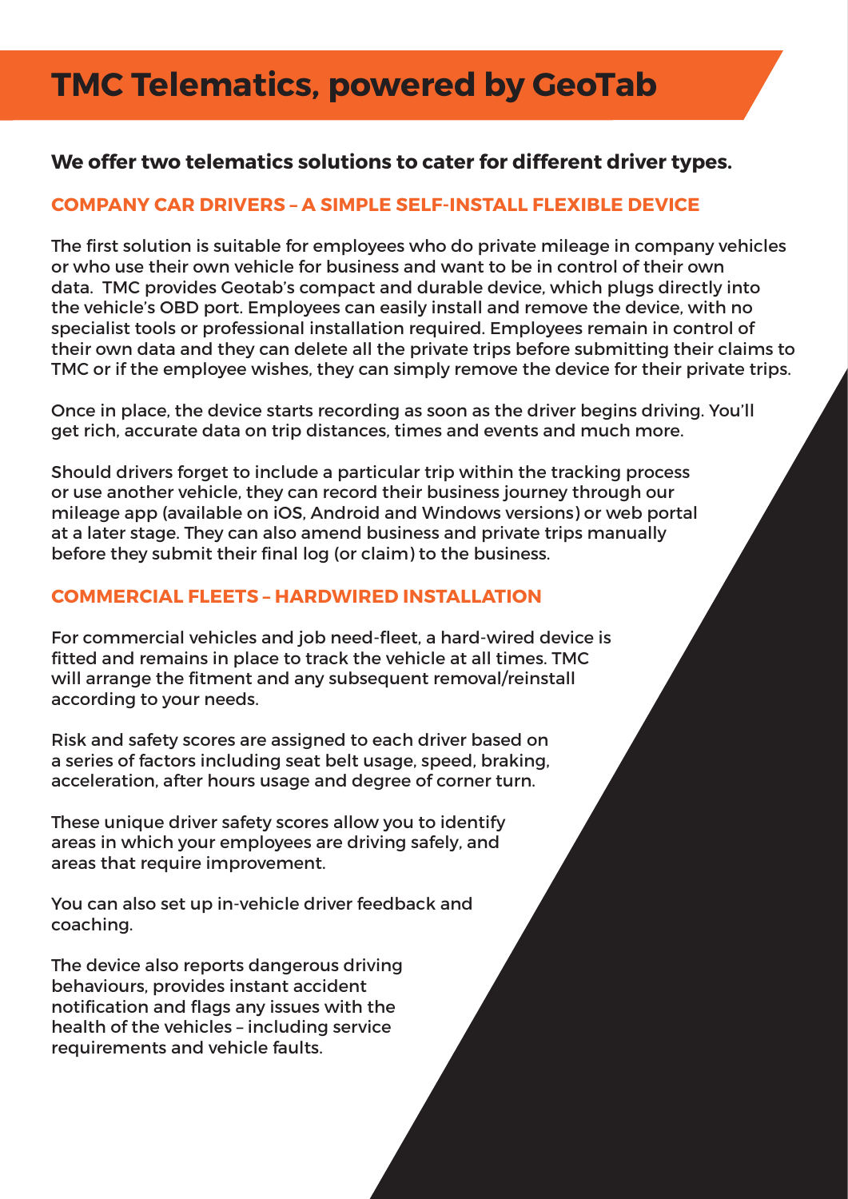# TMC Telematics, powered by GeoTab

**We offer two telematics solutions to cater for different driver types.**

## COMPANY CAR DRIVERS – A SIMPLE SELF-INSTALL FLEXIBLE DEVICE

The first solution is suitable for employees who do private mileage in company vehicles or who use their own vehicle for business and want to be in control of their own data. TMC provides Geotab's compact and durable device, which plugs directly into the vehicle's OBD port. Employees can easily install and remove the device, with no specialist tools or professional installation required. Employees remain in control of their own data and they can delete all the private trips before submitting their claims to TMC or if the employee wishes, they can simply remove the device for their private trips.

Once in place, the device starts recording as soon as the driver begins driving. You'll get rich, accurate data on trip distances, times and events and much more.

Should drivers forget to include a particular trip within the tracking process or use another vehicle, they can record their business journey through our mileage app (available on iOS, Android and Windows versions) or web portal at a later stage. They can also amend business and private trips manually before they submit their final log (or claim) to the business.

## COMMERCIAL FLEETS – HARDWIRED INSTALLATION

For commercial vehicles and job need-fleet, a hard-wired device is fitted and remains in place to track the vehicle at all times. TMC will arrange the fitment and any subsequent removal/reinstall according to your needs.

Risk and safety scores are assigned to each driver based on a series of factors including seat belt usage, speed, braking, acceleration, after hours usage and degree of corner turn.

These unique driver safety scores allow you to identify areas in which your employees are driving safely, and areas that require improvement.

You can also set up in-vehicle driver feedback and coaching.

The device also reports dangerous driving behaviours, provides instant accident notification and flags any issues with the health of the vehicles – including service requirements and vehicle faults.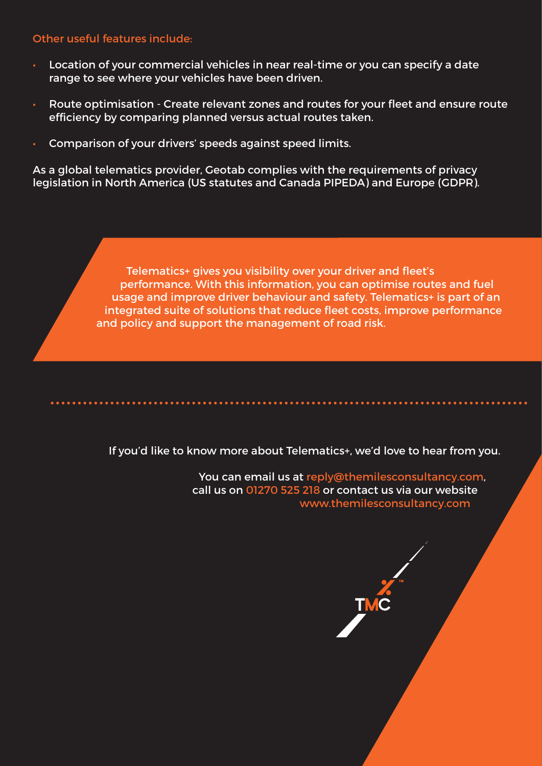Other useful features include:

- Location of your commercial vehicles in near real-time or you can specify a date range to see where your vehicles have been driven.
- Route optimisation - Create relevant zones and routes for your fleet and ensure route efficiency by comparing planned versus actual routes taken.
- Comparison of your drivers' speeds against speed limits.

As a global telematics provider, Geotab complies with the requirements of privacy legislation in North America (US statutes and Canada PIPEDA) and Europe (GDPR).

Telematics+ gives you visibility over your driver and fleet's performance. With this information, you can optimise routes and fuel usage and improve driver behaviour and safety. Telematics+ is part of an integrated suite of solutions that reduce fleet costs, improve performance and policy and support the management of road risk.

If you'd like to know more about Telematics+, we'd love to hear from you.

You can email us at reply@themilesconsultancy.com, call us on 01270 525 218 or contact us via our website www.themilesconsultancy.com

TMC™